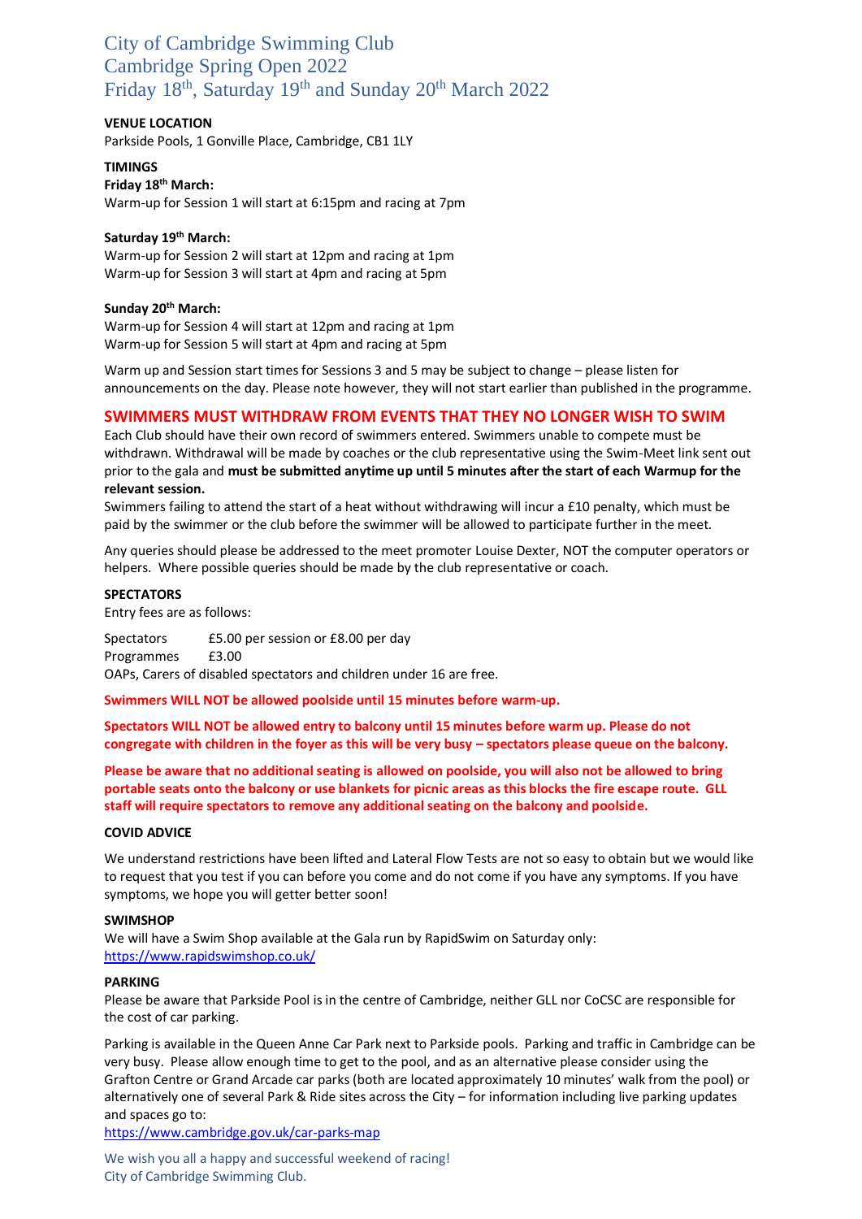# City of Cambridge Swimming Club
# Cambridge Spring Open 2022
# Friday 18th, Saturday 19th and Sunday 20th March 2022

**VENUE LOCATION**

Parkside Pools, 1 Gonville Place, Cambridge, CB1 1LY

**TIMINGS**

**Friday 18th March:**

Warm-up for Session 1 will start at 6:15pm and racing at 7pm

**Saturday 19th March:**

Warm-up for Session 2 will start at 12pm and racing at 1pm
Warm-up for Session 3 will start at 4pm and racing at 5pm

**Sunday 20th March:**

Warm-up for Session 4 will start at 12pm and racing at 1pm
Warm-up for Session 5 will start at 4pm and racing at 5pm

Warm up and Session start times for Sessions 3 and 5 may be subject to change – please listen for announcements on the day. Please note however, they will not start earlier than published in the programme.

## SWIMMERS MUST WITHDRAW FROM EVENTS THAT THEY NO LONGER WISH TO SWIM

Each Club should have their own record of swimmers entered. Swimmers unable to compete must be withdrawn. Withdrawal will be made by coaches or the club representative using the Swim-Meet link sent out prior to the gala and **must be submitted anytime up until 5 minutes after the start of each Warmup for the relevant session.**

Swimmers failing to attend the start of a heat without withdrawing will incur a £10 penalty, which must be paid by the swimmer or the club before the swimmer will be allowed to participate further in the meet.

Any queries should please be addressed to the meet promoter Louise Dexter, NOT the computer operators or helpers. Where possible queries should be made by the club representative or coach.

**SPECTATORS**

Entry fees are as follows:

Spectators £5.00 per session or £8.00 per day
Programmes £3.00
OAPs, Carers of disabled spectators and children under 16 are free.

**Swimmers WILL NOT be allowed poolside until 15 minutes before warm-up.**

**Spectators WILL NOT be allowed entry to balcony until 15 minutes before warm up. Please do not congregate with children in the foyer as this will be very busy – spectators please queue on the balcony.**

**Please be aware that no additional seating is allowed on poolside, you will also not be allowed to bring portable seats onto the balcony or use blankets for picnic areas as this blocks the fire escape route. GLL staff will require spectators to remove any additional seating on the balcony and poolside.**

**COVID ADVICE**

We understand restrictions have been lifted and Lateral Flow Tests are not so easy to obtain but we would like to request that you test if you can before you come and do not come if you have any symptoms. If you have symptoms, we hope you will getter better soon!

**SWIMSHOP**

We will have a Swim Shop available at the Gala run by RapidSwim on Saturday only:
https://www.rapidswimshop.co.uk/

**PARKING**

Please be aware that Parkside Pool is in the centre of Cambridge, neither GLL nor CoCSC are responsible for the cost of car parking.

Parking is available in the Queen Anne Car Park next to Parkside pools. Parking and traffic in Cambridge can be very busy. Please allow enough time to get to the pool, and as an alternative please consider using the Grafton Centre or Grand Arcade car parks (both are located approximately 10 minutes' walk from the pool) or alternatively one of several Park & Ride sites across the City – for information including live parking updates and spaces go to:
https://www.cambridge.gov.uk/car-parks-map

We wish you all a happy and successful weekend of racing!
City of Cambridge Swimming Club.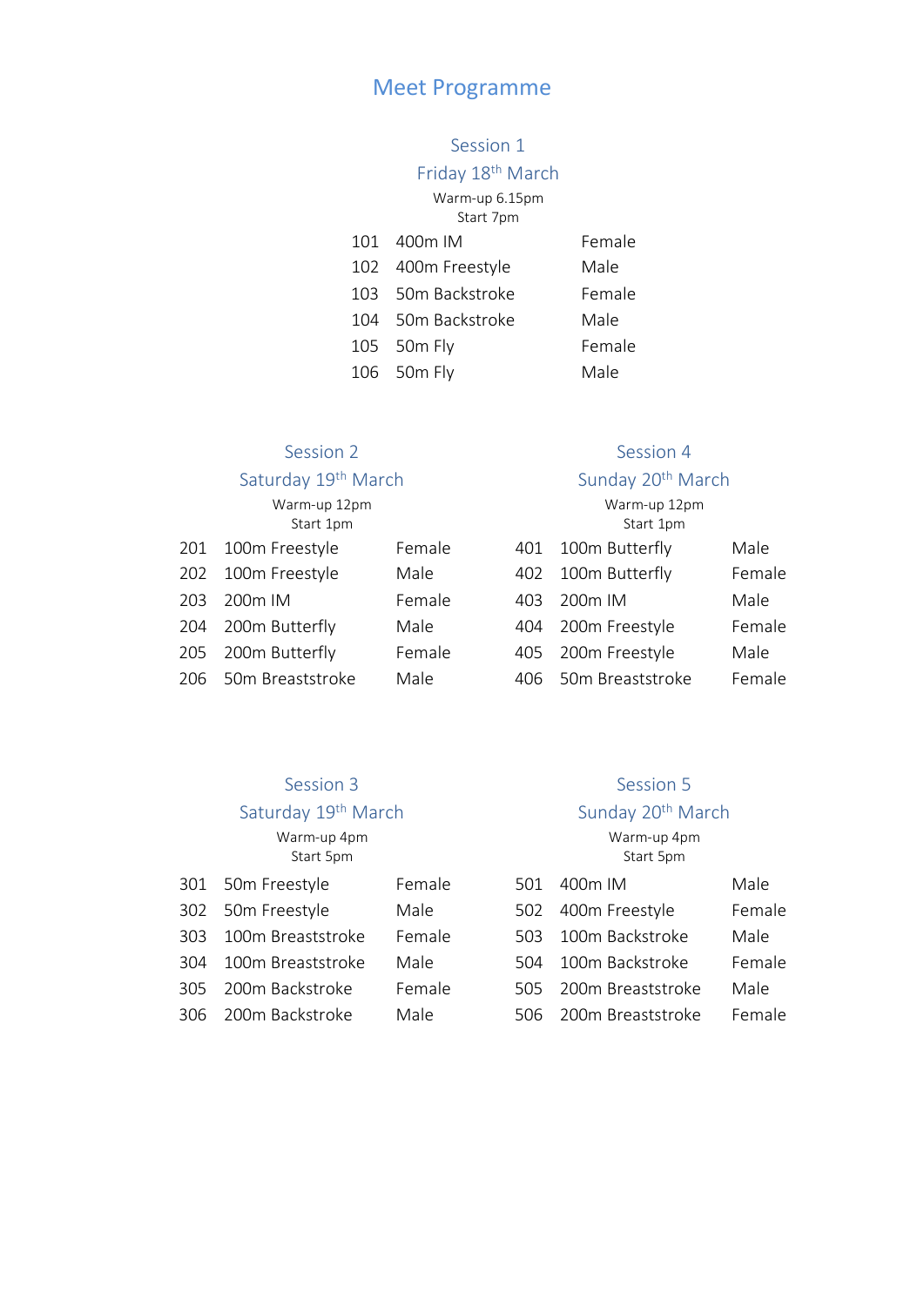# Meet Programme

## Session 1

### Friday 18th March

Warm-up 6.15pm
Start 7pm

| | | |
|---|---|---|
| 101 | 400m IM | Female |
| 102 | 400m Freestyle | Male |
| 103 | 50m Backstroke | Female |
| 104 | 50m Backstroke | Male |
| 105 | 50m Fly | Female |
| 106 | 50m Fly | Male |

## Session 2

### Saturday 19th March

Warm-up 12pm
Start 1pm

| | | |
|---|---|---|
| 201 | 100m Freestyle | Female |
| 202 | 100m Freestyle | Male |
| 203 | 200m IM | Female |
| 204 | 200m Butterfly | Male |
| 205 | 200m Butterfly | Female |
| 206 | 50m Breaststroke | Male |

## Session 3

### Saturday 19th March

Warm-up 4pm
Start 5pm

| | | |
|---|---|---|
| 301 | 50m Freestyle | Female |
| 302 | 50m Freestyle | Male |
| 303 | 100m Breaststroke | Female |
| 304 | 100m Breaststroke | Male |
| 305 | 200m Backstroke | Female |
| 306 | 200m Backstroke | Male |

## Session 4

### Sunday 20th March

Warm-up 12pm
Start 1pm

| | | |
|---|---|---|
| 401 | 100m Butterfly | Male |
| 402 | 100m Butterfly | Female |
| 403 | 200m IM | Male |
| 404 | 200m Freestyle | Female |
| 405 | 200m Freestyle | Male |
| 406 | 50m Breaststroke | Female |

## Session 5

### Sunday 20th March

Warm-up 4pm
Start 5pm

| | | |
|---|---|---|
| 501 | 400m IM | Male |
| 502 | 400m Freestyle | Female |
| 503 | 100m Backstroke | Male |
| 504 | 100m Backstroke | Female |
| 505 | 200m Breaststroke | Male |
| 506 | 200m Breaststroke | Female |